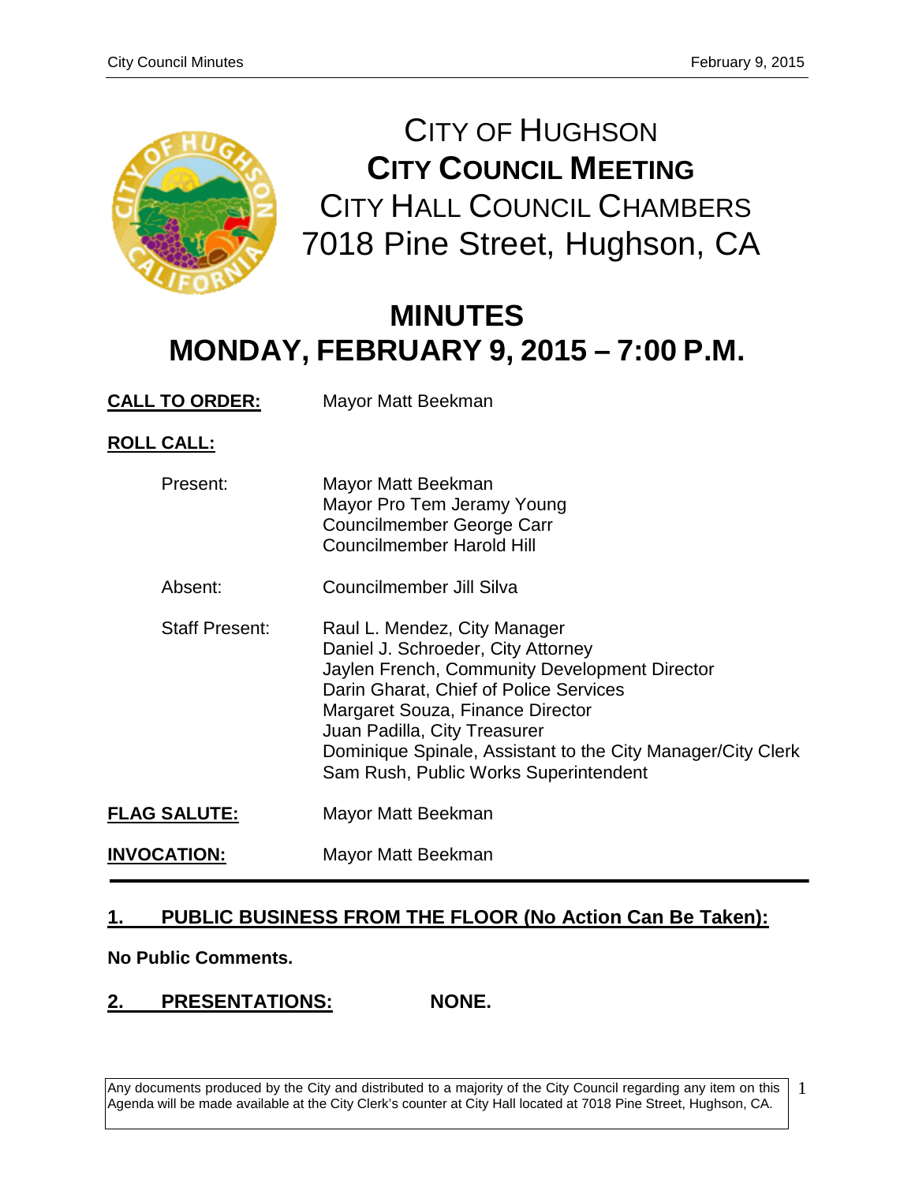# CITY OF HUGHSON
## CITY COUNCIL MEETING
## CITY HALL COUNCIL CHAMBERS
## 7018 Pine Street, Hughson, CA

# MINUTES
# MONDAY, FEBRUARY 9, 2015 – 7:00 P.M.

**CALL TO ORDER:** Mayor Matt Beekman

**ROLL CALL:**

Present:
- Mayor Matt Beekman
- Mayor Pro Tem Jeramy Young
- Councilmember George Carr
- Councilmember Harold Hill

Absent:
- Councilmember Jill Silva

Staff Present:
- Raul L. Mendez, City Manager
- Daniel J. Schroeder, City Attorney
- Jaylen French, Community Development Director
- Darin Gharat, Chief of Police Services
- Margaret Souza, Finance Director
- Juan Padilla, City Treasurer
- Dominique Spinale, Assistant to the City Manager/City Clerk
- Sam Rush, Public Works Superintendent

**FLAG SALUTE:** Mayor Matt Beekman

**INVOCATION:** Mayor Matt Beekman

---

## 1. PUBLIC BUSINESS FROM THE FLOOR (No Action Can Be Taken):

**No Public Comments.**

## 2. PRESENTATIONS: NONE.

Any documents produced by the City and distributed to a majority of the City Council regarding any item on this Agenda will be made available at the City Clerk's counter at City Hall located at 7018 Pine Street, Hughson, CA.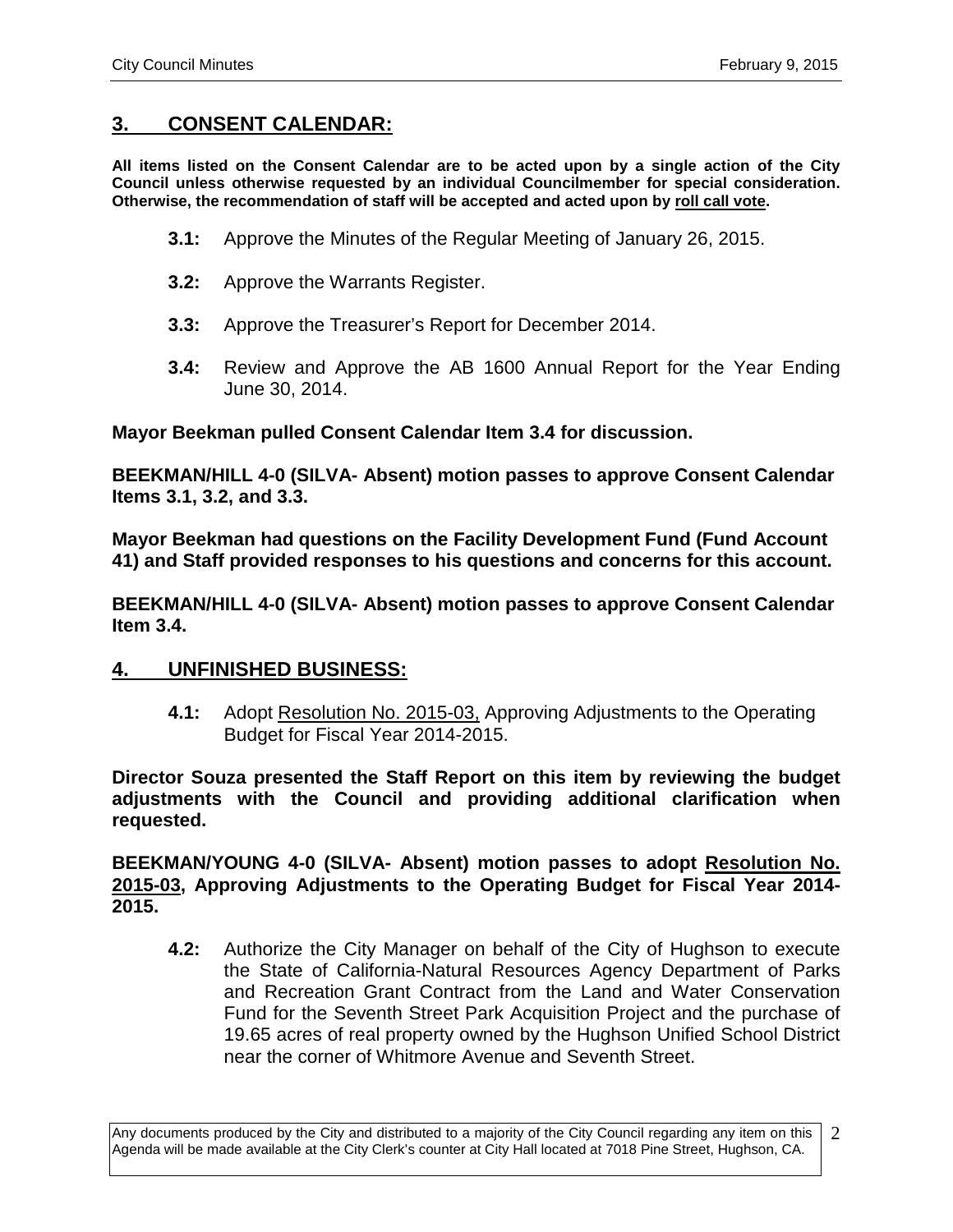## 3. CONSENT CALENDAR:

**All items listed on the Consent Calendar are to be acted upon by a single action of the City Council unless otherwise requested by an individual Councilmember for special consideration. Otherwise, the recommendation of staff will be accepted and acted upon by roll call vote.**

- **3.1:** Approve the Minutes of the Regular Meeting of January 26, 2015.
- **3.2:** Approve the Warrants Register.
- **3.3:** Approve the Treasurer's Report for December 2014.
- **3.4:** Review and Approve the AB 1600 Annual Report for the Year Ending June 30, 2014.

**Mayor Beekman pulled Consent Calendar Item 3.4 for discussion.**

**BEEKMAN/HILL 4-0 (SILVA- Absent) motion passes to approve Consent Calendar Items 3.1, 3.2, and 3.3.**

**Mayor Beekman had questions on the Facility Development Fund (Fund Account 41) and Staff provided responses to his questions and concerns for this account.**

**BEEKMAN/HILL 4-0 (SILVA- Absent) motion passes to approve Consent Calendar Item 3.4.**

## 4. UNFINISHED BUSINESS:

- **4.1:** Adopt Resolution No. 2015-03, Approving Adjustments to the Operating Budget for Fiscal Year 2014-2015.

**Director Souza presented the Staff Report on this item by reviewing the budget adjustments with the Council and providing additional clarification when requested.**

**BEEKMAN/YOUNG 4-0 (SILVA- Absent) motion passes to adopt Resolution No. 2015-03, Approving Adjustments to the Operating Budget for Fiscal Year 2014-2015.**

- **4.2:** Authorize the City Manager on behalf of the City of Hughson to execute the State of California-Natural Resources Agency Department of Parks and Recreation Grant Contract from the Land and Water Conservation Fund for the Seventh Street Park Acquisition Project and the purchase of 19.65 acres of real property owned by the Hughson Unified School District near the corner of Whitmore Avenue and Seventh Street.

Any documents produced by the City and distributed to a majority of the City Council regarding any item on this Agenda will be made available at the City Clerk's counter at City Hall located at 7018 Pine Street, Hughson, CA.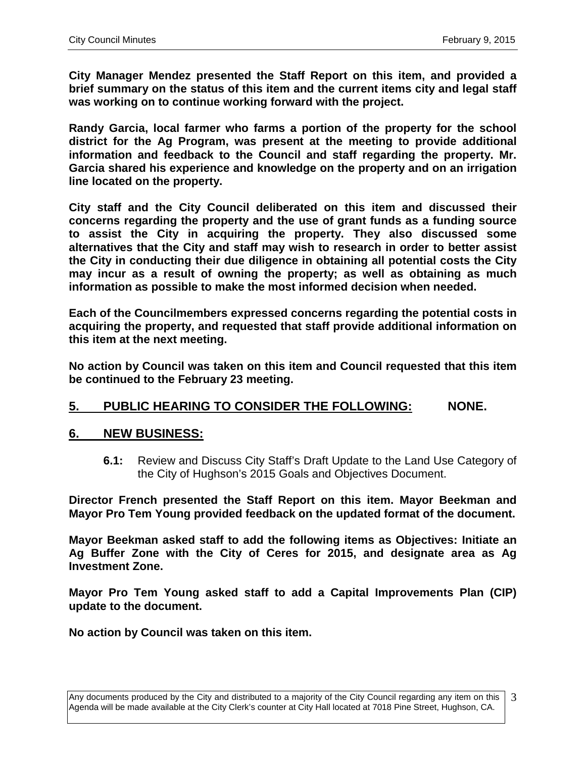**City Manager Mendez presented the Staff Report on this item, and provided a brief summary on the status of this item and the current items city and legal staff was working on to continue working forward with the project.**

**Randy Garcia, local farmer who farms a portion of the property for the school district for the Ag Program, was present at the meeting to provide additional information and feedback to the Council and staff regarding the property. Mr. Garcia shared his experience and knowledge on the property and on an irrigation line located on the property.**

**City staff and the City Council deliberated on this item and discussed their concerns regarding the property and the use of grant funds as a funding source to assist the City in acquiring the property. They also discussed some alternatives that the City and staff may wish to research in order to better assist the City in conducting their due diligence in obtaining all potential costs the City may incur as a result of owning the property; as well as obtaining as much information as possible to make the most informed decision when needed.**

**Each of the Councilmembers expressed concerns regarding the potential costs in acquiring the property, and requested that staff provide additional information on this item at the next meeting.**

**No action by Council was taken on this item and Council requested that this item be continued to the February 23 meeting.**

## 5. PUBLIC HEARING TO CONSIDER THE FOLLOWING: NONE.

## 6. NEW BUSINESS:

**6.1:** Review and Discuss City Staff's Draft Update to the Land Use Category of the City of Hughson's 2015 Goals and Objectives Document.

**Director French presented the Staff Report on this item. Mayor Beekman and Mayor Pro Tem Young provided feedback on the updated format of the document.**

**Mayor Beekman asked staff to add the following items as Objectives: Initiate an Ag Buffer Zone with the City of Ceres for 2015, and designate area as Ag Investment Zone.**

**Mayor Pro Tem Young asked staff to add a Capital Improvements Plan (CIP) update to the document.**

**No action by Council was taken on this item.**

Any documents produced by the City and distributed to a majority of the City Council regarding any item on this Agenda will be made available at the City Clerk's counter at City Hall located at 7018 Pine Street, Hughson, CA.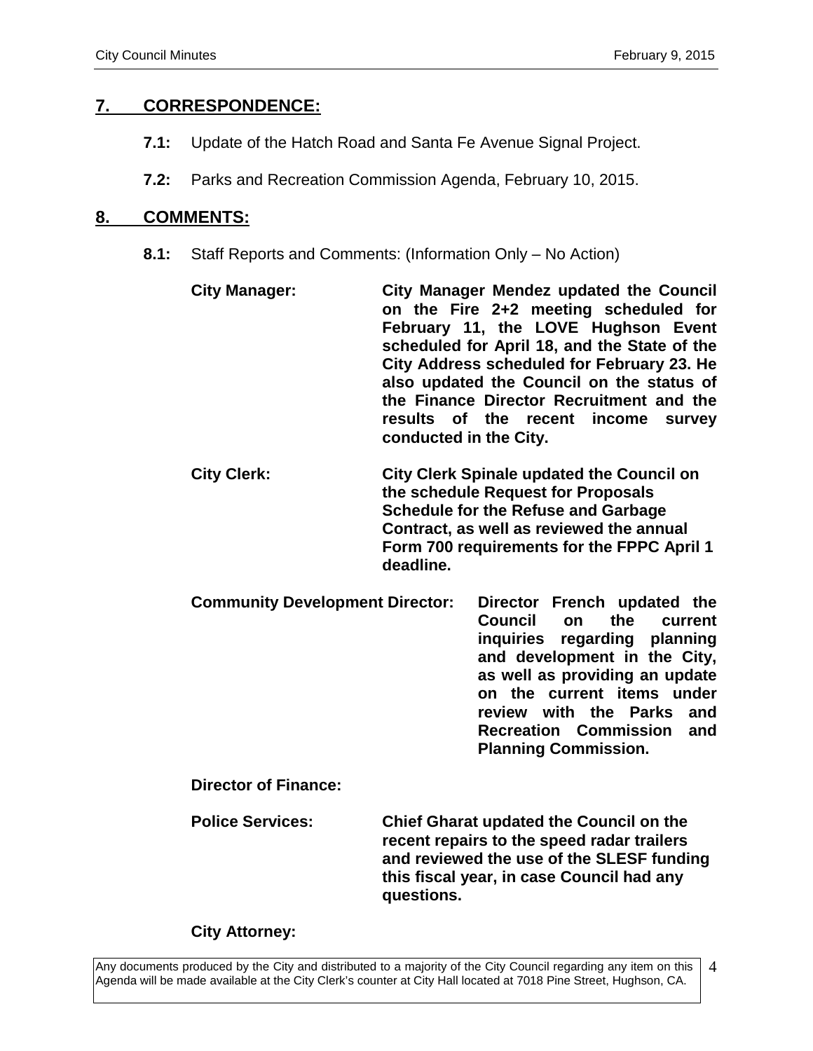## 7. CORRESPONDENCE:

**7.1:** Update of the Hatch Road and Santa Fe Avenue Signal Project.

**7.2:** Parks and Recreation Commission Agenda, February 10, 2015.

## 8. COMMENTS:

**8.1:** Staff Reports and Comments: (Information Only – No Action)

**City Manager:** **City Manager Mendez updated the Council on the Fire 2+2 meeting scheduled for February 11, the LOVE Hughson Event scheduled for April 18, and the State of the City Address scheduled for February 23. He also updated the Council on the status of the Finance Director Recruitment and the results of the recent income survey conducted in the City.**

**City Clerk:** **City Clerk Spinale updated the Council on the schedule Request for Proposals Schedule for the Refuse and Garbage Contract, as well as reviewed the annual Form 700 requirements for the FPPC April 1 deadline.**

**Community Development Director:** **Director French updated the Council on the current inquiries regarding planning and development in the City, as well as providing an update on the current items under review with the Parks and Recreation Commission and Planning Commission.**

**Director of Finance:**

**Police Services:** **Chief Gharat updated the Council on the recent repairs to the speed radar trailers and reviewed the use of the SLESF funding this fiscal year, in case Council had any questions.**

**City Attorney:**

Any documents produced by the City and distributed to a majority of the City Council regarding any item on this Agenda will be made available at the City Clerk's counter at City Hall located at 7018 Pine Street, Hughson, CA.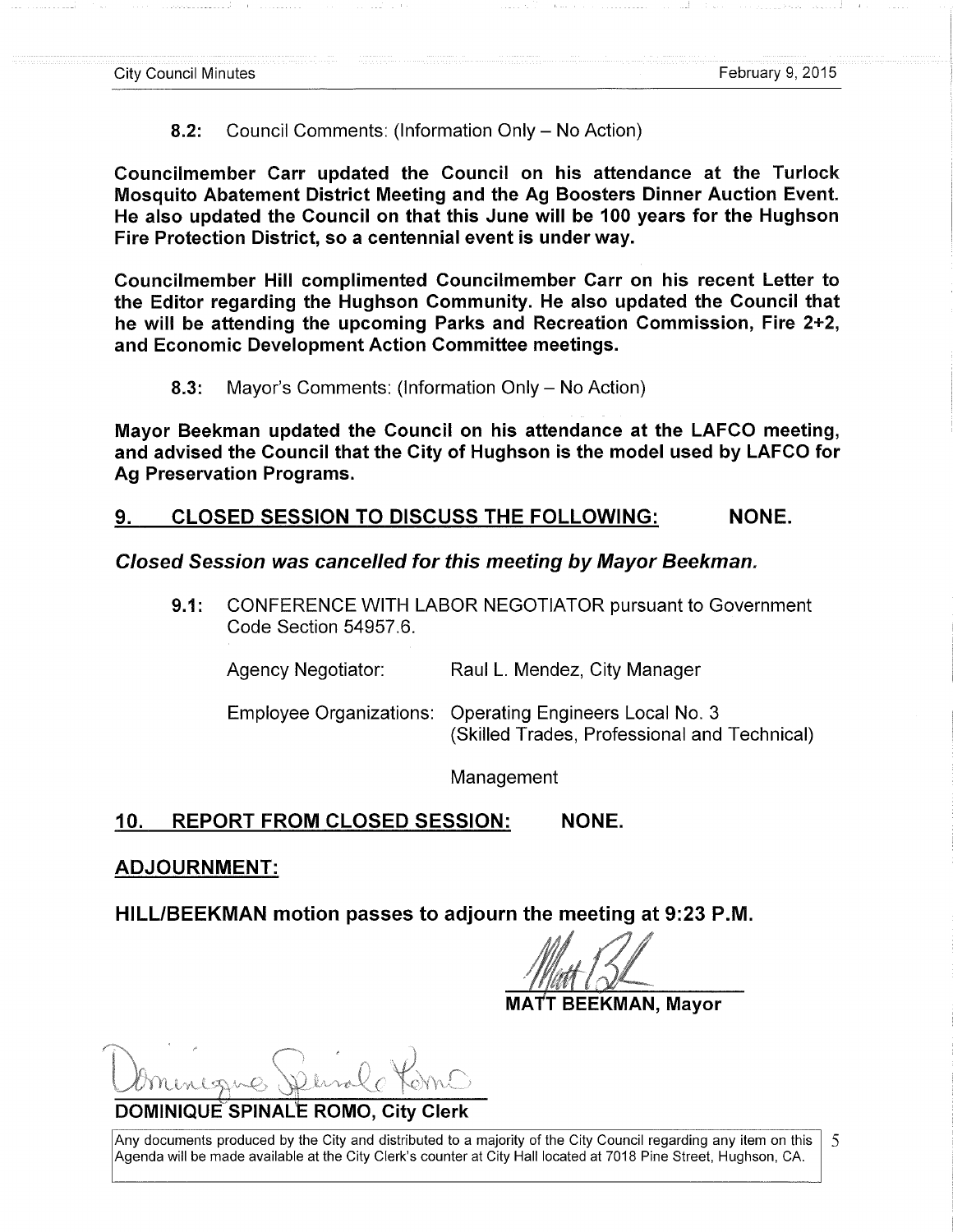8.2: Council Comments: (Information Only – No Action)

**Councilmember Carr updated the Council on his attendance at the Turlock Mosquito Abatement District Meeting and the Ag Boosters Dinner Auction Event. He also updated the Council on that this June will be 100 years for the Hughson Fire Protection District, so a centennial event is under way.**

**Councilmember Hill complimented Councilmember Carr on his recent Letter to the Editor regarding the Hughson Community. He also updated the Council that he will be attending the upcoming Parks and Recreation Commission, Fire 2+2, and Economic Development Action Committee meetings.**

8.3: Mayor's Comments: (Information Only – No Action)

**Mayor Beekman updated the Council on his attendance at the LAFCO meeting, and advised the Council that the City of Hughson is the model used by LAFCO for Ag Preservation Programs.**

## 9. CLOSED SESSION TO DISCUSS THE FOLLOWING: NONE.

***Closed Session was cancelled for this meeting by Mayor Beekman.***

**9.1:** CONFERENCE WITH LABOR NEGOTIATOR pursuant to Government Code Section 54957.6.

Agency Negotiator: Raul L. Mendez, City Manager

Employee Organizations: Operating Engineers Local No. 3 (Skilled Trades, Professional and Technical)

Management

## 10. REPORT FROM CLOSED SESSION: NONE.

## ADJOURNMENT:

**HILL/BEEKMAN motion passes to adjourn the meeting at 9:23 P.M.**

**MATT BEEKMAN, Mayor**

**DOMINIQUE SPINALE ROMO, City Clerk**

Any documents produced by the City and distributed to a majority of the City Council regarding any item on this Agenda will be made available at the City Clerk's counter at City Hall located at 7018 Pine Street, Hughson, CA.